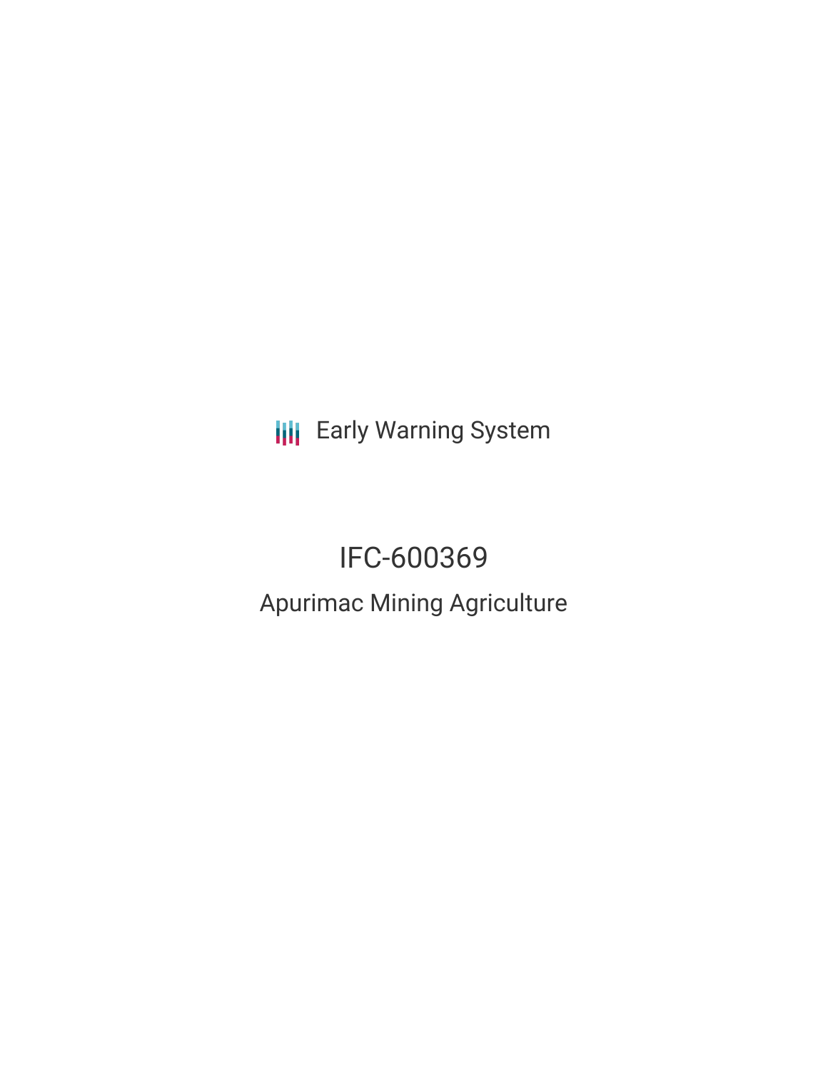Early Warning System

# IFC-600369

## Apurimac Mining Agriculture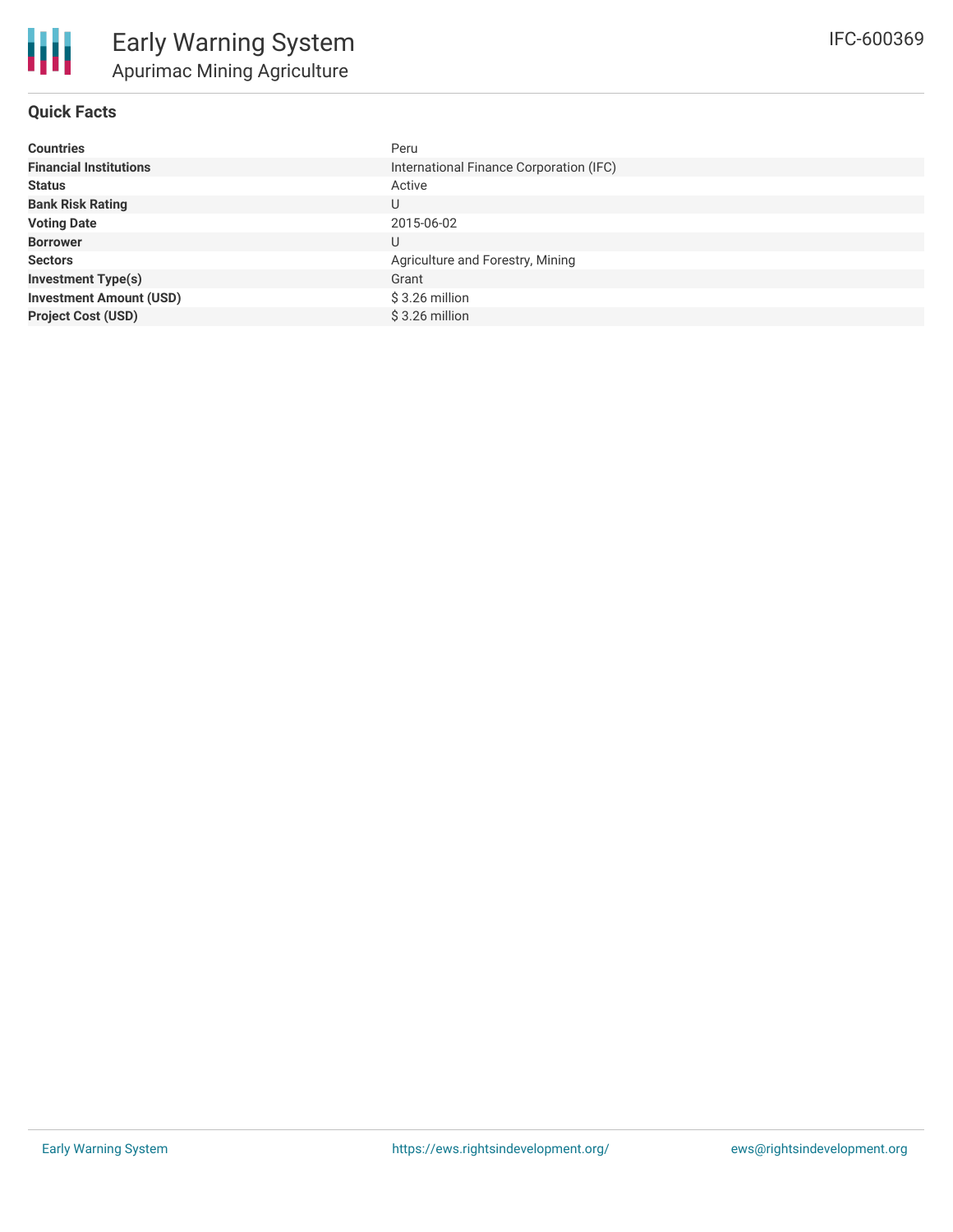# Early Warning System

## Apurimac Mining Agriculture

IFC-600369

### Quick Facts

| | |
|---|---|
| **Countries** | Peru |
| **Financial Institutions** | International Finance Corporation (IFC) |
| **Status** | Active |
| **Bank Risk Rating** | U |
| **Voting Date** | 2015-06-02 |
| **Borrower** | U |
| **Sectors** | Agriculture and Forestry, Mining |
| **Investment Type(s)** | Grant |
| **Investment Amount (USD)** | $ 3.26 million |
| **Project Cost (USD)** | $ 3.26 million |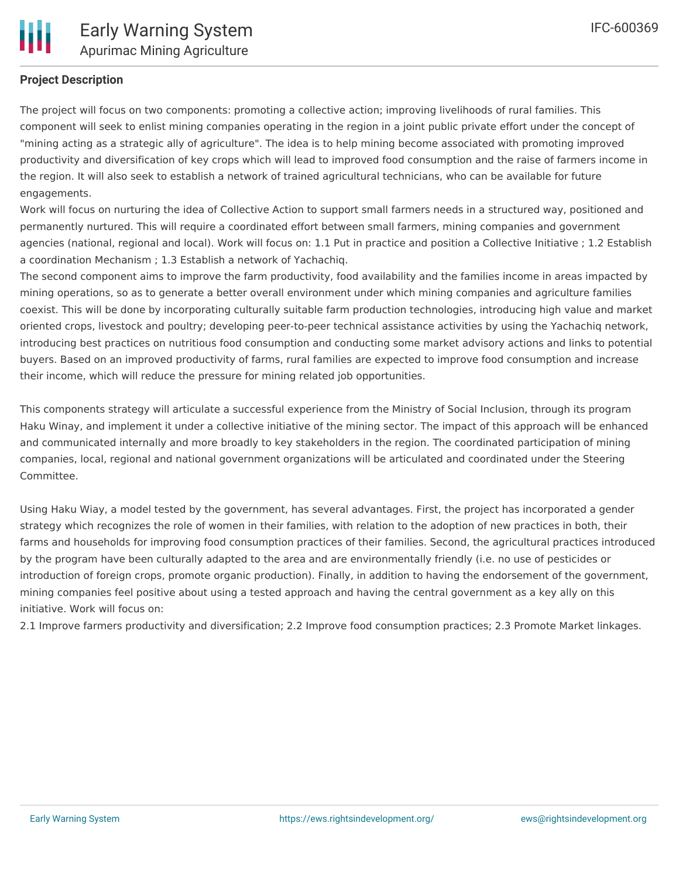### Project Description

The project will focus on two components: promoting a collective action; improving livelihoods of rural families. This component will seek to enlist mining companies operating in the region in a joint public private effort under the concept of "mining acting as a strategic ally of agriculture". The idea is to help mining become associated with promoting improved productivity and diversification of key crops which will lead to improved food consumption and the raise of farmers income in the region. It will also seek to establish a network of trained agricultural technicians, who can be available for future engagements.

Work will focus on nurturing the idea of Collective Action to support small farmers needs in a structured way, positioned and permanently nurtured. This will require a coordinated effort between small farmers, mining companies and government agencies (national, regional and local). Work will focus on: 1.1 Put in practice and position a Collective Initiative ; 1.2 Establish a coordination Mechanism ; 1.3 Establish a network of Yachachiq.

The second component aims to improve the farm productivity, food availability and the families income in areas impacted by mining operations, so as to generate a better overall environment under which mining companies and agriculture families coexist. This will be done by incorporating culturally suitable farm production technologies, introducing high value and market oriented crops, livestock and poultry; developing peer-to-peer technical assistance activities by using the Yachachiq network, introducing best practices on nutritious food consumption and conducting some market advisory actions and links to potential buyers. Based on an improved productivity of farms, rural families are expected to improve food consumption and increase their income, which will reduce the pressure for mining related job opportunities.

This components strategy will articulate a successful experience from the Ministry of Social Inclusion, through its program Haku Winay, and implement it under a collective initiative of the mining sector. The impact of this approach will be enhanced and communicated internally and more broadly to key stakeholders in the region. The coordinated participation of mining companies, local, regional and national government organizations will be articulated and coordinated under the Steering Committee.

Using Haku Wiay, a model tested by the government, has several advantages. First, the project has incorporated a gender strategy which recognizes the role of women in their families, with relation to the adoption of new practices in both, their farms and households for improving food consumption practices of their families. Second, the agricultural practices introduced by the program have been culturally adapted to the area and are environmentally friendly (i.e. no use of pesticides or introduction of foreign crops, promote organic production). Finally, in addition to having the endorsement of the government, mining companies feel positive about using a tested approach and having the central government as a key ally on this initiative. Work will focus on:

2.1 Improve farmers productivity and diversification; 2.2 Improve food consumption practices; 2.3 Promote Market linkages.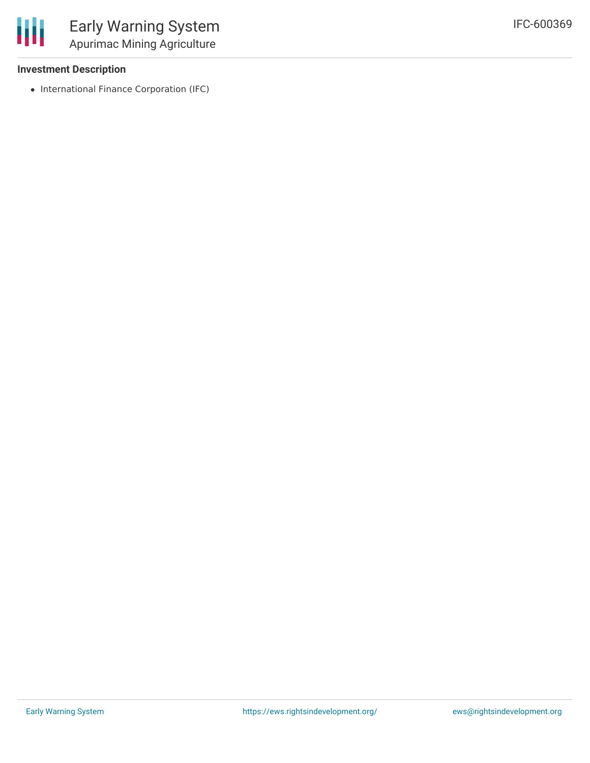### Investment Description

- International Finance Corporation (IFC)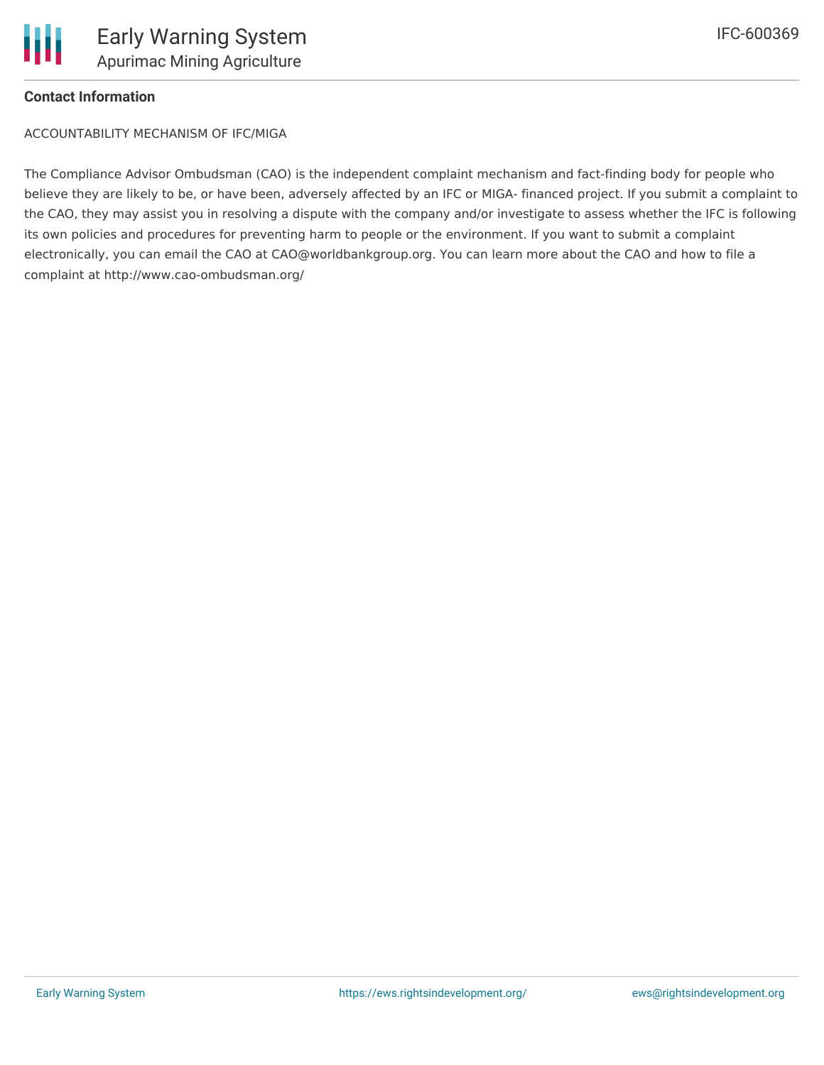**Contact Information**

ACCOUNTABILITY MECHANISM OF IFC/MIGA

The Compliance Advisor Ombudsman (CAO) is the independent complaint mechanism and fact-finding body for people who believe they are likely to be, or have been, adversely affected by an IFC or MIGA- financed project. If you submit a complaint to the CAO, they may assist you in resolving a dispute with the company and/or investigate to assess whether the IFC is following its own policies and procedures for preventing harm to people or the environment. If you want to submit a complaint electronically, you can email the CAO at CAO@worldbankgroup.org. You can learn more about the CAO and how to file a complaint at http://www.cao-ombudsman.org/